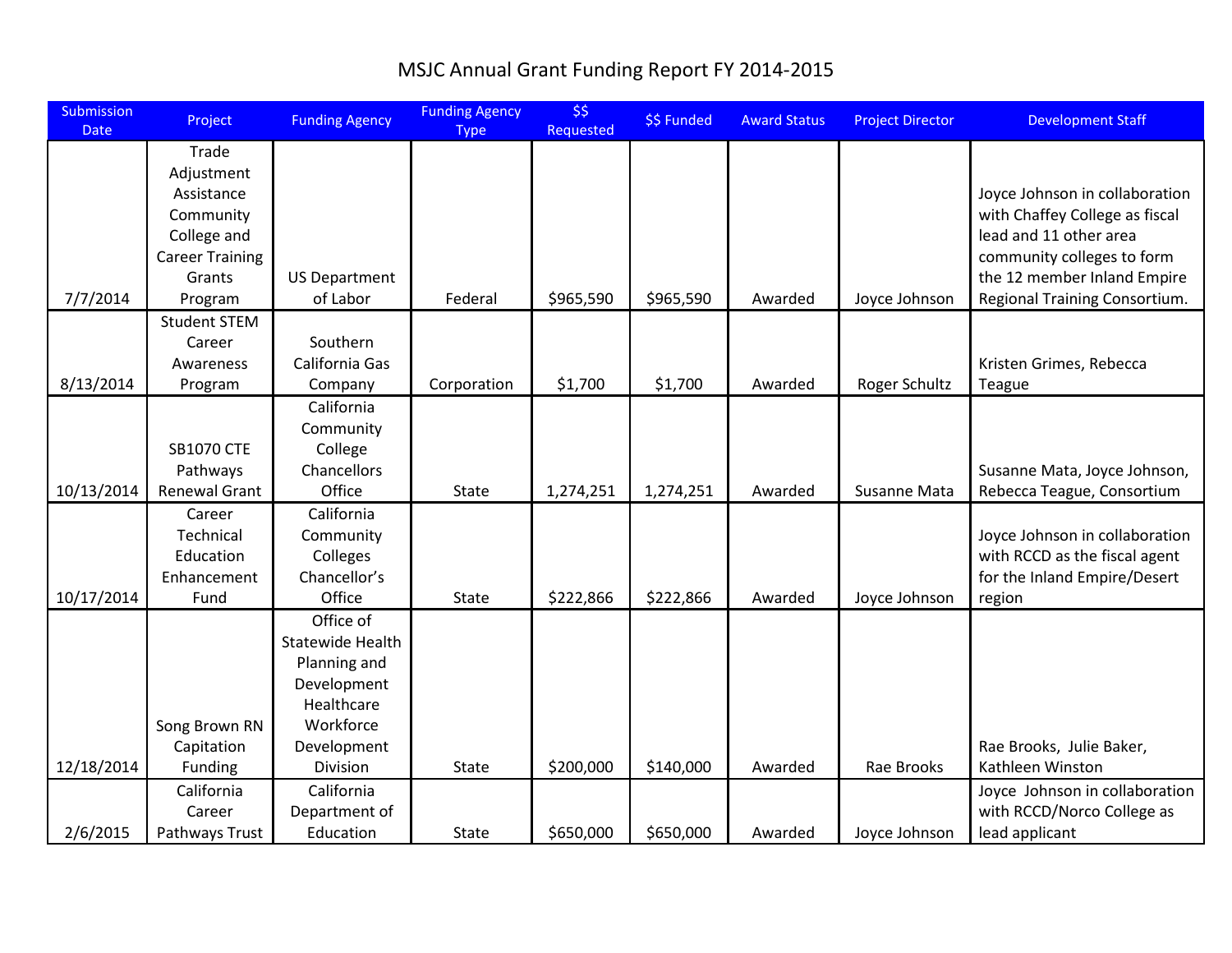# MSJC Annual Grant Funding Report FY 2014-2015

| Submission Date | Project | Funding Agency | Funding Agency Type | $$ Requested | $$ Funded | Award Status | Project Director | Development Staff |
|---|---|---|---|---|---|---|---|---|
| 7/7/2014 | Trade Adjustment Assistance Community College and Career Training Grants Program | US Department of Labor | Federal | $965,590 | $965,590 | Awarded | Joyce Johnson | Joyce Johnson in collaboration with Chaffey College as fiscal lead and 11 other area community colleges to form the 12 member Inland Empire Regional Training Consortium. |
| 8/13/2014 | Student STEM Career Awareness Program | Southern California Gas Company | Corporation | $1,700 | $1,700 | Awarded | Roger Schultz | Kristen Grimes, Rebecca Teague |
| 10/13/2014 | SB1070 CTE Pathways Renewal Grant | California Community College Chancellors Office | State | 1,274,251 | 1,274,251 | Awarded | Susanne Mata | Susanne Mata, Joyce Johnson, Rebecca Teague, Consortium |
| 10/17/2014 | Career Technical Education Enhancement Fund | California Community Colleges Chancellor's Office | State | $222,866 | $222,866 | Awarded | Joyce Johnson | Joyce Johnson in collaboration with RCCD as the fiscal agent for the Inland Empire/Desert region |
| 12/18/2014 | Song Brown RN Capitation Funding | Office of Statewide Health Planning and Development Healthcare Workforce Development Division | State | $200,000 | $140,000 | Awarded | Rae Brooks | Rae Brooks, Julie Baker, Kathleen Winston |
| 2/6/2015 | California Career Pathways Trust | California Department of Education | State | $650,000 | $650,000 | Awarded | Joyce Johnson | Joyce Johnson in collaboration with RCCD/Norco College as lead applicant |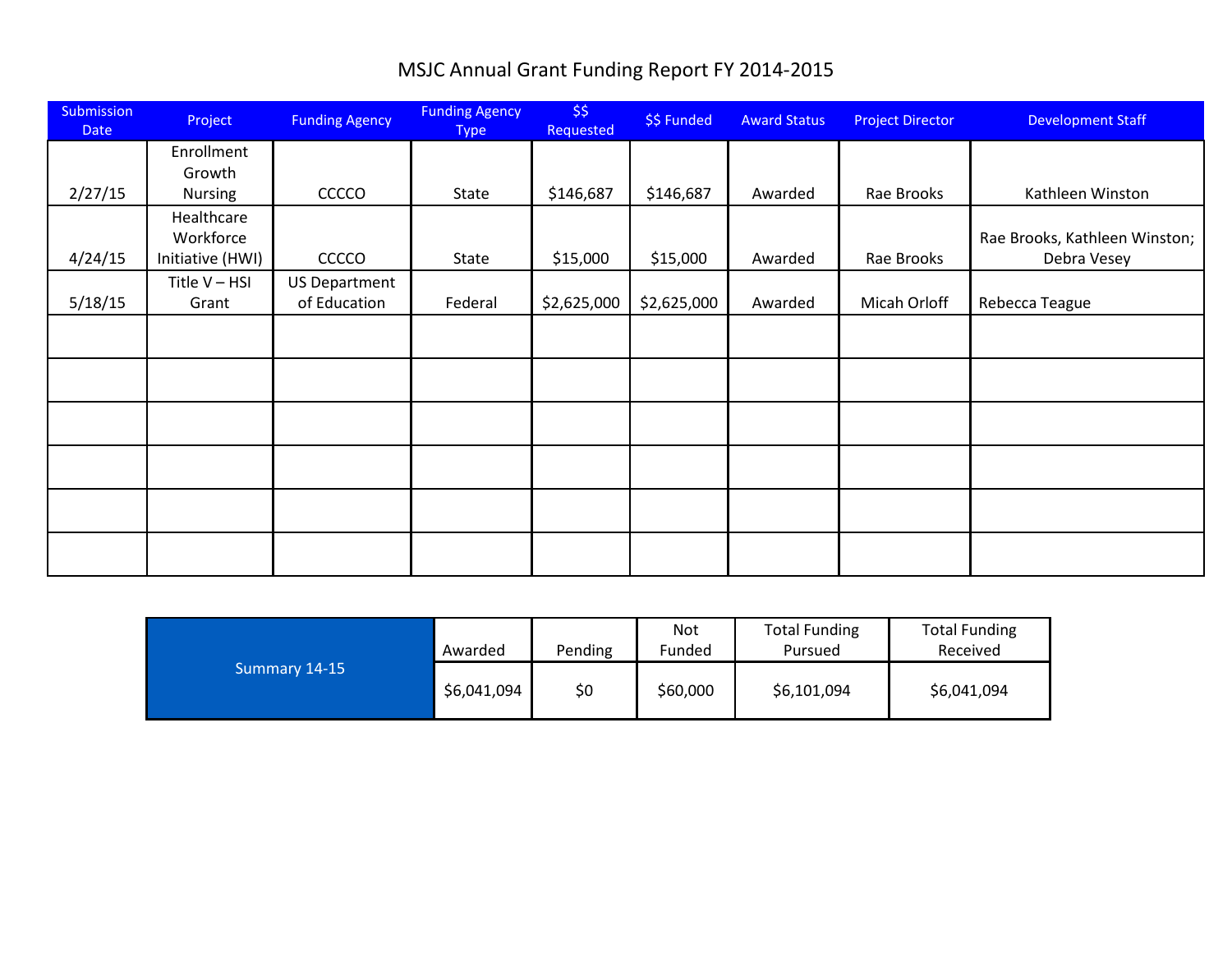# MSJC Annual Grant Funding Report FY 2014-2015

| Submission Date | Project | Funding Agency | Funding Agency Type | $$ Requested | $$ Funded | Award Status | Project Director | Development Staff |
|---|---|---|---|---|---|---|---|---|
| 2/27/15 | Enrollment Growth Nursing | CCCCO | State | $146,687 | $146,687 | Awarded | Rae Brooks | Kathleen Winston |
| 4/24/15 | Healthcare Workforce Initiative (HWI) | CCCCO | State | $15,000 | $15,000 | Awarded | Rae Brooks | Rae Brooks, Kathleen Winston; Debra Vesey |
| 5/18/15 | Title V – HSI Grant | US Department of Education | Federal | $2,625,000 | $2,625,000 | Awarded | Micah Orloff | Rebecca Teague |
| | | | | | | | | |
| | | | | | | | | |
| | | | | | | | | |
| | | | | | | | | |
| | | | | | | | | |
| | | | | | | | | |

| Summary 14-15 | Awarded | Pending | Not Funded | Total Funding Pursued | Total Funding Received |
|---|---|---|---|---|---|
| | $6,041,094 | $0 | $60,000 | $6,101,094 | $6,041,094 |